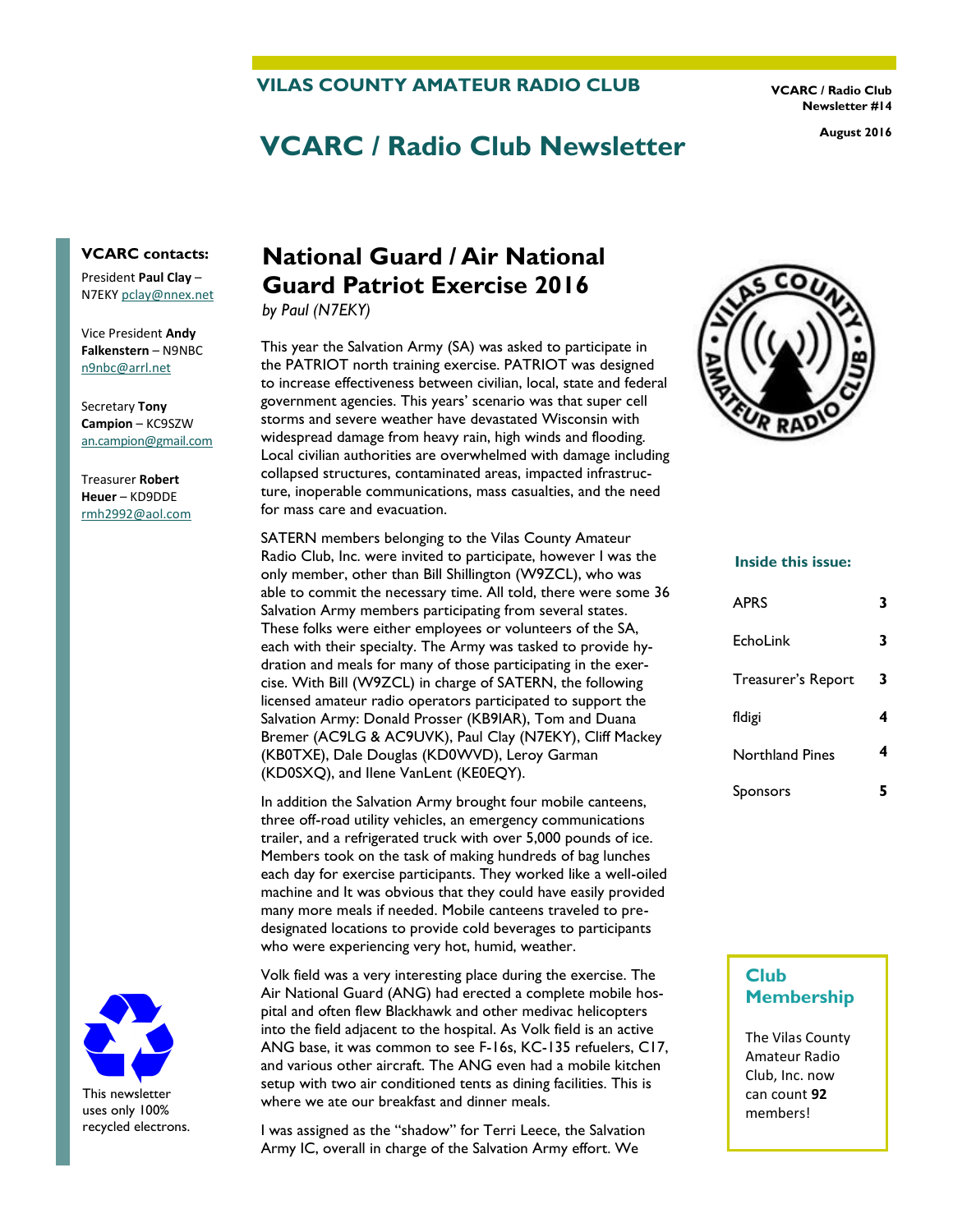# VILAS COUNTY AMATEUR RADIO CLUB

VCARC / Radio Club Newsletter #14

August 2016

# VCARC / Radio Club Newsletter

## National Guard / Air National Guard Patriot Exercise 2016

*by Paul (N7EKY)*

This year the Salvation Army (SA) was asked to participate in the PATRIOT north training exercise. PATRIOT was designed to increase effectiveness between civilian, local, state and federal government agencies. This years' scenario was that super cell storms and severe weather have devastated Wisconsin with widespread damage from heavy rain, high winds and flooding. Local civilian authorities are overwhelmed with damage including collapsed structures, contaminated areas, impacted infrastructure, inoperable communications, mass casualties, and the need for mass care and evacuation.

SATERN members belonging to the Vilas County Amateur Radio Club, Inc. were invited to participate, however I was the only member, other than Bill Shillington (W9ZCL), who was able to commit the necessary time. All told, there were some 36 Salvation Army members participating from several states. These folks were either employees or volunteers of the SA, each with their specialty. The Army was tasked to provide hydration and meals for many of those participating in the exercise. With Bill (W9ZCL) in charge of SATERN, the following licensed amateur radio operators participated to support the Salvation Army: Donald Prosser (KB9IAR), Tom and Duana Bremer (AC9LG & AC9UVK), Paul Clay (N7EKY), Cliff Mackey (KB0TXE), Dale Douglas (KD0WVD), Leroy Garman (KD0SXQ), and Ilene VanLent (KE0EQY).

In addition the Salvation Army brought four mobile canteens, three off-road utility vehicles, an emergency communications trailer, and a refrigerated truck with over 5,000 pounds of ice. Members took on the task of making hundreds of bag lunches each day for exercise participants. They worked like a well-oiled machine and It was obvious that they could have easily provided many more meals if needed. Mobile canteens traveled to pre-designated locations to provide cold beverages to participants who were experiencing very hot, humid, weather.

Volk field was a very interesting place during the exercise. The Air National Guard (ANG) had erected a complete mobile hospital and often flew Blackhawk and other medivac helicopters into the field adjacent to the hospital. As Volk field is an active ANG base, it was common to see F-16s, KC-135 refuelers, C17, and various other aircraft. The ANG even had a mobile kitchen setup with two air conditioned tents as dining facilities. This is where we ate our breakfast and dinner meals.

I was assigned as the "shadow" for Terri Leece, the Salvation Army IC, overall in charge of the Salvation Army effort. We

### VCARC contacts:

President **Paul Clay** – N7EKY pclay@nnex.net

Vice President **Andy Falkenstern** – N9NBC n9nbc@arrl.net

Secretary **Tony Campion** – KC9SZW an.campion@gmail.com

Treasurer **Robert Heuer** – KD9DDE rmh2992@aol.com

This newsletter uses only 100% recycled electrons.

### Inside this issue:

| | |
|---|---|
| APRS | 3 |
| EchoLink | 3 |
| Treasurer's Report | 3 |
| fldigi | 4 |
| Northland Pines | 4 |
| Sponsors | 5 |

### Club Membership

The Vilas County Amateur Radio Club, Inc. now can count **92** members!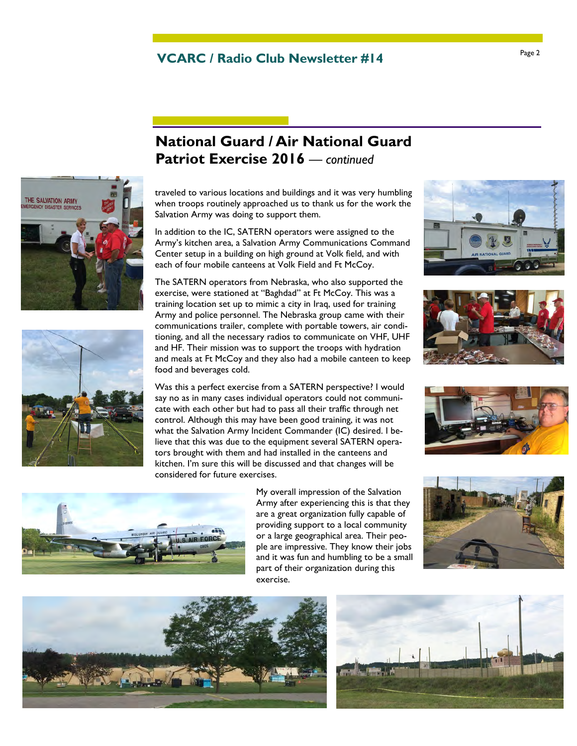## National Guard / Air National Guard Patriot Exercise 2016 — *continued*

traveled to various locations and buildings and it was very humbling when troops routinely approached us to thank us for the work the Salvation Army was doing to support them.

In addition to the IC, SATERN operators were assigned to the Army's kitchen area, a Salvation Army Communications Command Center setup in a building on high ground at Volk field, and with each of four mobile canteens at Volk Field and Ft McCoy.

The SATERN operators from Nebraska, who also supported the exercise, were stationed at "Baghdad" at Ft McCoy. This was a training location set up to mimic a city in Iraq, used for training Army and police personnel. The Nebraska group came with their communications trailer, complete with portable towers, air conditioning, and all the necessary radios to communicate on VHF, UHF and HF. Their mission was to support the troops with hydration and meals at Ft McCoy and they also had a mobile canteen to keep food and beverages cold.

Was this a perfect exercise from a SATERN perspective? I would say no as in many cases individual operators could not communicate with each other but had to pass all their traffic through net control. Although this may have been good training, it was not what the Salvation Army Incident Commander (IC) desired. I believe that this was due to the equipment several SATERN operators brought with them and had installed in the canteens and kitchen. I'm sure this will be discussed and that changes will be considered for future exercises.

My overall impression of the Salvation Army after experiencing this is that they are a great organization fully capable of providing support to a local community or a large geographical area. Their people are impressive. They know their jobs and it was fun and humbling to be a small part of their organization during this exercise.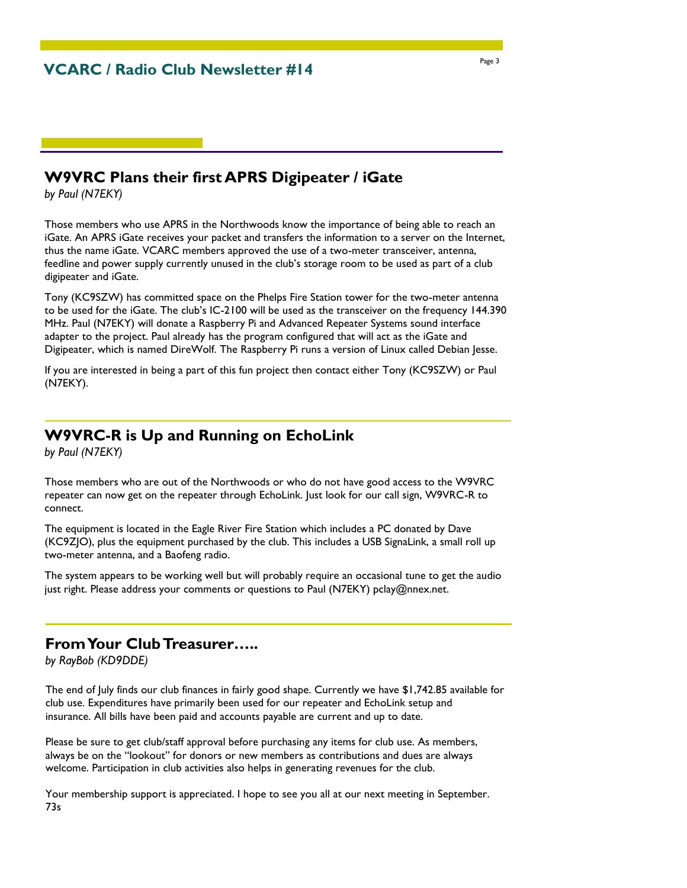## W9VRC Plans their first APRS Digipeater / iGate

*by Paul (N7EKY)*

Those members who use APRS in the Northwoods know the importance of being able to reach an iGate. An APRS iGate receives your packet and transfers the information to a server on the Internet, thus the name iGate. VCARC members approved the use of a two-meter transceiver, antenna, feedline and power supply currently unused in the club's storage room to be used as part of a club digipeater and iGate.

Tony (KC9SZW) has committed space on the Phelps Fire Station tower for the two-meter antenna to be used for the iGate. The club's IC-2100 will be used as the transceiver on the frequency 144.390 MHz. Paul (N7EKY) will donate a Raspberry Pi and Advanced Repeater Systems sound interface adapter to the project. Paul already has the program configured that will act as the iGate and Digipeater, which is named DireWolf. The Raspberry Pi runs a version of Linux called Debian Jesse.

If you are interested in being a part of this fun project then contact either Tony (KC9SZW) or Paul (N7EKY).

## W9VRC-R is Up and Running on EchoLink

*by Paul (N7EKY)*

Those members who are out of the Northwoods or who do not have good access to the W9VRC repeater can now get on the repeater through EchoLink. Just look for our call sign, W9VRC-R to connect.

The equipment is located in the Eagle River Fire Station which includes a PC donated by Dave (KC9ZJO), plus the equipment purchased by the club. This includes a USB SignaLink, a small roll up two-meter antenna, and a Baofeng radio.

The system appears to be working well but will probably require an occasional tune to get the audio just right. Please address your comments or questions to Paul (N7EKY) pclay@nnex.net.

## From Your Club Treasurer…..

*by RayBob (KD9DDE)*

The end of July finds our club finances in fairly good shape. Currently we have $1,742.85 available for club use. Expenditures have primarily been used for our repeater and EchoLink setup and insurance. All bills have been paid and accounts payable are current and up to date.

Please be sure to get club/staff approval before purchasing any items for club use. As members, always be on the "lookout" for donors or new members as contributions and dues are always welcome. Participation in club activities also helps in generating revenues for the club.

Your membership support is appreciated. I hope to see you all at our next meeting in September. 73s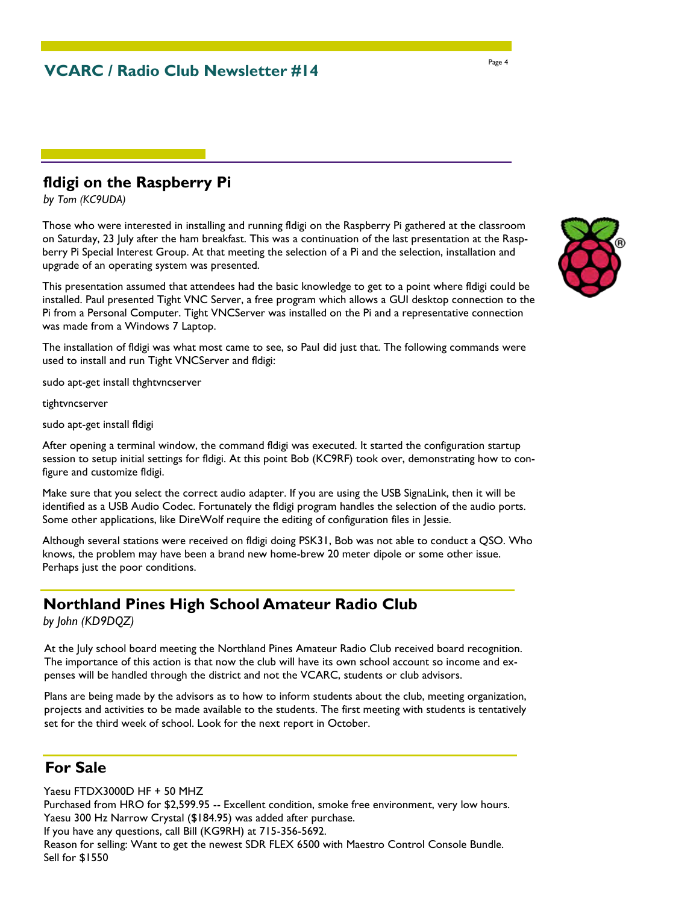## fldigi on the Raspberry Pi

*by Tom (KC9UDA)*

Those who were interested in installing and running fldigi on the Raspberry Pi gathered at the classroom on Saturday, 23 July after the ham breakfast. This was a continuation of the last presentation at the Raspberry Pi Special Interest Group. At that meeting the selection of a Pi and the selection, installation and upgrade of an operating system was presented.

This presentation assumed that attendees had the basic knowledge to get to a point where fldigi could be installed. Paul presented Tight VNC Server, a free program which allows a GUI desktop connection to the Pi from a Personal Computer. Tight VNCServer was installed on the Pi and a representative connection was made from a Windows 7 Laptop.

The installation of fldigi was what most came to see, so Paul did just that. The following commands were used to install and run Tight VNCServer and fldigi:

```
sudo apt-get install thghtvncserver

tightvncserver

sudo apt-get install fldigi
```

After opening a terminal window, the command fldigi was executed. It started the configuration startup session to setup initial settings for fldigi. At this point Bob (KC9RF) took over, demonstrating how to configure and customize fldigi.

Make sure that you select the correct audio adapter. If you are using the USB SignaLink, then it will be identified as a USB Audio Codec. Fortunately the fldigi program handles the selection of the audio ports. Some other applications, like DireWolf require the editing of configuration files in Jessie.

Although several stations were received on fldigi doing PSK31, Bob was not able to conduct a QSO. Who knows, the problem may have been a brand new home-brew 20 meter dipole or some other issue. Perhaps just the poor conditions.

## Northland Pines High School Amateur Radio Club

*by John (KD9DQZ)*

At the July school board meeting the Northland Pines Amateur Radio Club received board recognition. The importance of this action is that now the club will have its own school account so income and expenses will be handled through the district and not the VCARC, students or club advisors.

Plans are being made by the advisors as to how to inform students about the club, meeting organization, projects and activities to be made available to the students. The first meeting with students is tentatively set for the third week of school. Look for the next report in October.

## For Sale

Yaesu FTDX3000D HF + 50 MHZ
Purchased from HRO for $2,599.95 -- Excellent condition, smoke free environment, very low hours.
Yaesu 300 Hz Narrow Crystal ($184.95) was added after purchase.
If you have any questions, call Bill (KG9RH) at 715-356-5692.
Reason for selling: Want to get the newest SDR FLEX 6500 with Maestro Control Console Bundle.
Sell for $1550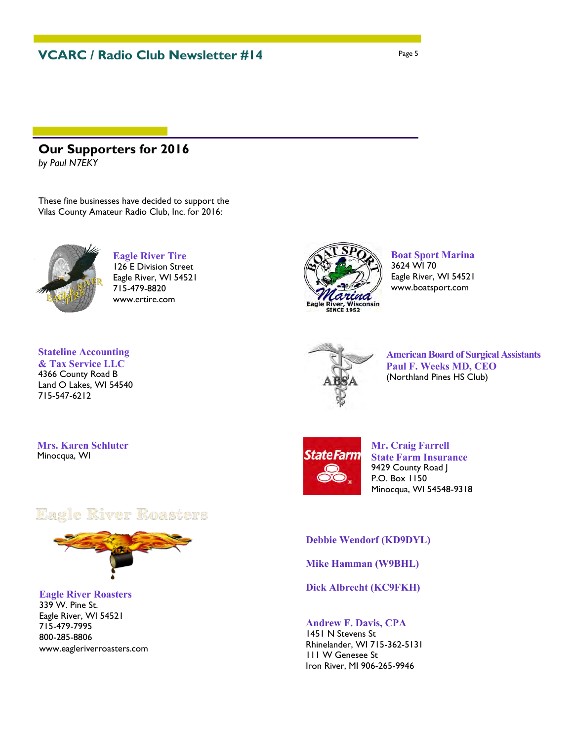## Our Supporters for 2016

*by Paul N7EKY*

These fine businesses have decided to support the Vilas County Amateur Radio Club, Inc. for 2016:

**Eagle River Tire**
126 E Division Street
Eagle River, WI 54521
715-479-8820
www.ertire.com

**Boat Sport Marina**
3624 WI 70
Eagle River, WI 54521
www.boatsport.com

**Stateline Accounting & Tax Service LLC**
4366 County Road B
Land O Lakes, WI 54540
715-547-6212

**American Board of Surgical Assistants**
**Paul F. Weeks MD, CEO**
(Northland Pines HS Club)

**Mrs. Karen Schluter**
Minocqua, WI

**Mr. Craig Farrell**
**State Farm Insurance**
9429 County Road J
P.O. Box 1150
Minocqua, WI 54548-9318

Eagle River Roasters

**Eagle River Roasters**
339 W. Pine St.
Eagle River, WI 54521
715-479-7995
800-285-8806
www.eagleriverroasters.com

**Debbie Wendorf (KD9DYL)**

**Mike Hamman (W9BHL)**

**Dick Albrecht (KC9FKH)**

**Andrew F. Davis, CPA**
1451 N Stevens St
Rhinelander, WI 715-362-5131
111 W Genesee St
Iron River, MI 906-265-9946